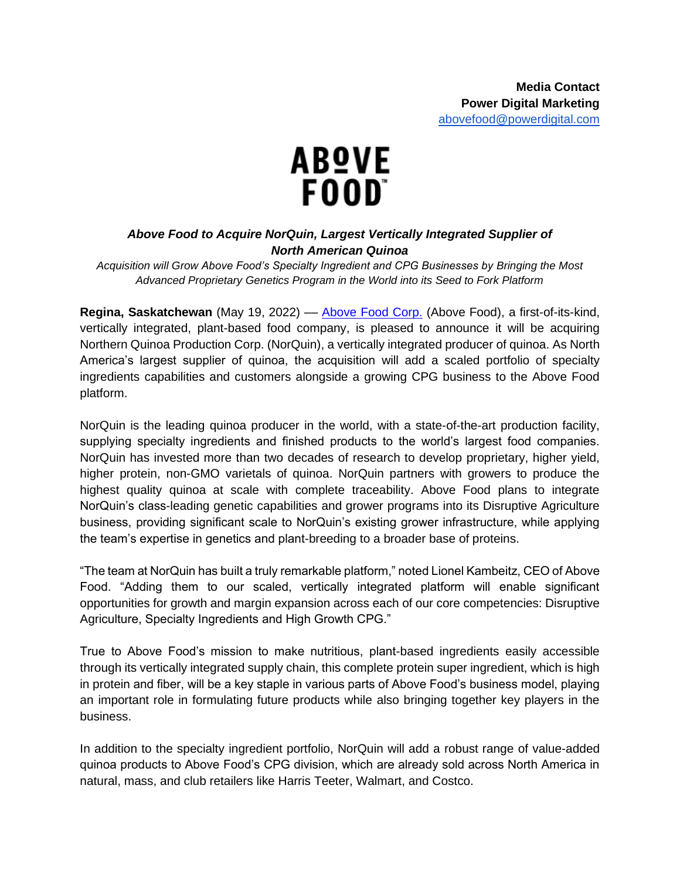**Media Contact**
**Power Digital Marketing**
[abovefood@powerdigital.com](mailto:abovefood@powerdigital.com)

ABOVE FOOD™

## *Above Food to Acquire NorQuin, Largest Vertically Integrated Supplier of North American Quinoa*

*Acquisition will Grow Above Food's Specialty Ingredient and CPG Businesses by Bringing the Most Advanced Proprietary Genetics Program in the World into its Seed to Fork Platform*

**Regina, Saskatchewan** (May 19, 2022) –– [Above Food Corp.](#) (Above Food), a first-of-its-kind, vertically integrated, plant-based food company, is pleased to announce it will be acquiring Northern Quinoa Production Corp. (NorQuin), a vertically integrated producer of quinoa. As North America's largest supplier of quinoa, the acquisition will add a scaled portfolio of specialty ingredients capabilities and customers alongside a growing CPG business to the Above Food platform.

NorQuin is the leading quinoa producer in the world, with a state-of-the-art production facility, supplying specialty ingredients and finished products to the world's largest food companies. NorQuin has invested more than two decades of research to develop proprietary, higher yield, higher protein, non-GMO varietals of quinoa. NorQuin partners with growers to produce the highest quality quinoa at scale with complete traceability. Above Food plans to integrate NorQuin's class-leading genetic capabilities and grower programs into its Disruptive Agriculture business, providing significant scale to NorQuin's existing grower infrastructure, while applying the team's expertise in genetics and plant-breeding to a broader base of proteins.

"The team at NorQuin has built a truly remarkable platform," noted Lionel Kambeitz, CEO of Above Food. "Adding them to our scaled, vertically integrated platform will enable significant opportunities for growth and margin expansion across each of our core competencies: Disruptive Agriculture, Specialty Ingredients and High Growth CPG."

True to Above Food's mission to make nutritious, plant-based ingredients easily accessible through its vertically integrated supply chain, this complete protein super ingredient, which is high in protein and fiber, will be a key staple in various parts of Above Food's business model, playing an important role in formulating future products while also bringing together key players in the business.

In addition to the specialty ingredient portfolio, NorQuin will add a robust range of value-added quinoa products to Above Food's CPG division, which are already sold across North America in natural, mass, and club retailers like Harris Teeter, Walmart, and Costco.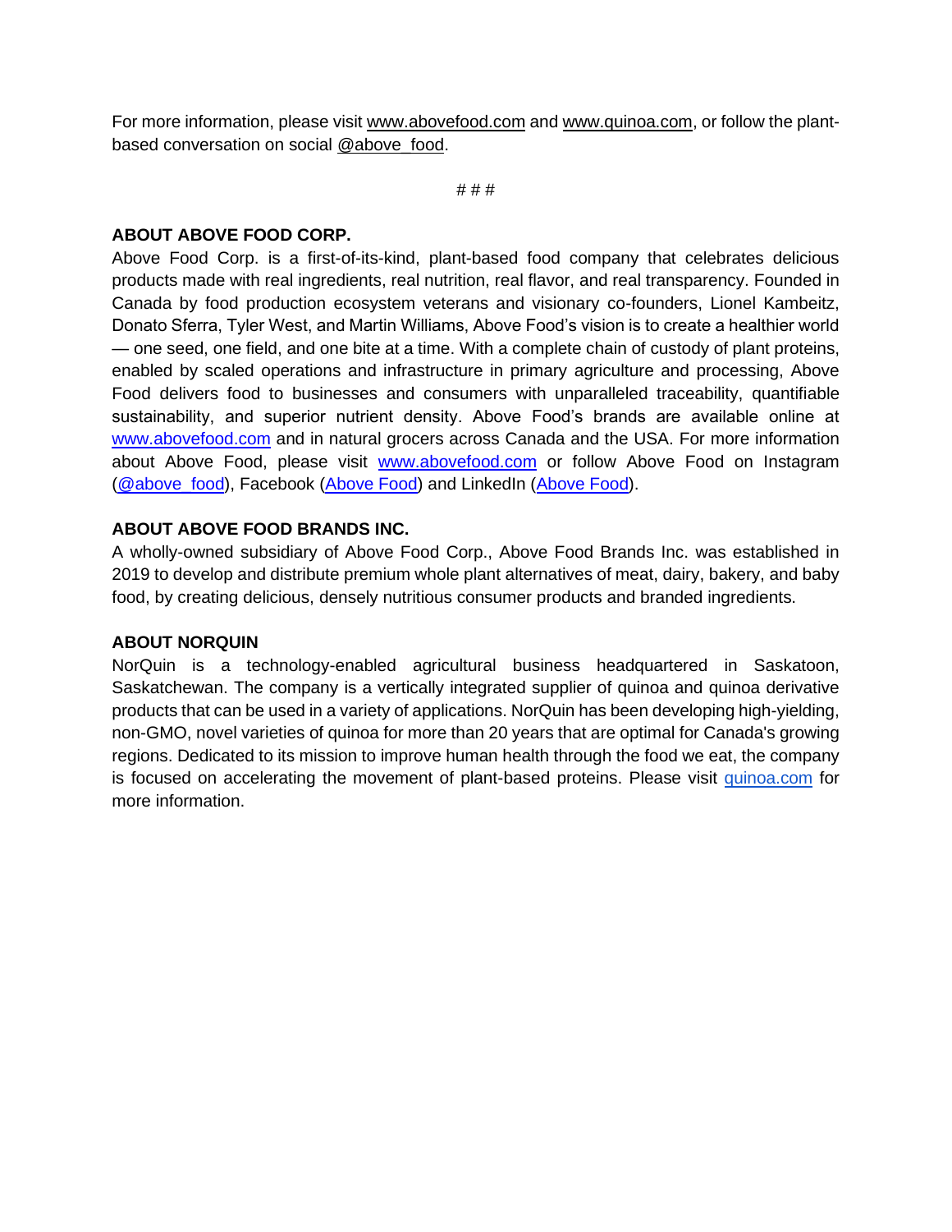For more information, please visit www.abovefood.com and www.quinoa.com, or follow the plant-based conversation on social @above_food.

# # #

**ABOUT ABOVE FOOD CORP.**

Above Food Corp. is a first-of-its-kind, plant-based food company that celebrates delicious products made with real ingredients, real nutrition, real flavor, and real transparency. Founded in Canada by food production ecosystem veterans and visionary co-founders, Lionel Kambeitz, Donato Sferra, Tyler West, and Martin Williams, Above Food's vision is to create a healthier world — one seed, one field, and one bite at a time. With a complete chain of custody of plant proteins, enabled by scaled operations and infrastructure in primary agriculture and processing, Above Food delivers food to businesses and consumers with unparalleled traceability, quantifiable sustainability, and superior nutrient density. Above Food's brands are available online at www.abovefood.com and in natural grocers across Canada and the USA. For more information about Above Food, please visit www.abovefood.com or follow Above Food on Instagram (@above_food), Facebook (Above Food) and LinkedIn (Above Food).

**ABOUT ABOVE FOOD BRANDS INC.**

A wholly-owned subsidiary of Above Food Corp., Above Food Brands Inc. was established in 2019 to develop and distribute premium whole plant alternatives of meat, dairy, bakery, and baby food, by creating delicious, densely nutritious consumer products and branded ingredients.

**ABOUT NORQUIN**

NorQuin is a technology-enabled agricultural business headquartered in Saskatoon, Saskatchewan. The company is a vertically integrated supplier of quinoa and quinoa derivative products that can be used in a variety of applications. NorQuin has been developing high-yielding, non-GMO, novel varieties of quinoa for more than 20 years that are optimal for Canada's growing regions. Dedicated to its mission to improve human health through the food we eat, the company is focused on accelerating the movement of plant-based proteins. Please visit quinoa.com for more information.